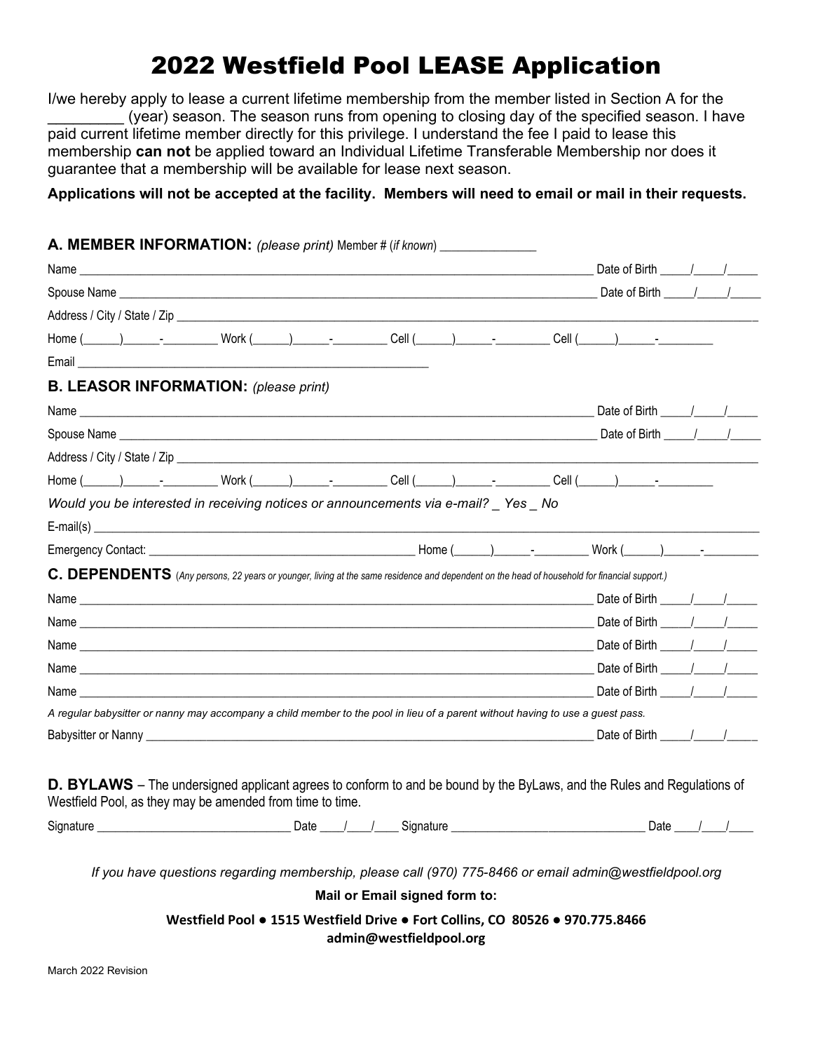# 2022 Westfield Pool LEASE Application

I/we hereby apply to lease a current lifetime membership from the member listed in Section A for the _________ (year) season. The season runs from opening to closing day of the specified season. I have paid current lifetime member directly for this privilege. I understand the fee I paid to lease this membership **can not** be applied toward an Individual Lifetime Transferable Membership nor does it guarantee that a membership will be available for lease next season.

**Applications will not be accepted at the facility. Members will need to email or mail in their requests.**

## A. MEMBER INFORMATION: *(please print)* Member # (*if known*) _______________

Name ________________________________________________________________________________ Date of Birth _____/_____/_____

Spouse Name __________________________________________________________________________ Date of Birth _____/_____/_____

Address / City / State / Zip ______________________________________________________________________________________

Home (______)______-_________ Work (______)______-_________ Cell (______)______-_________ Cell (______)______-_________

Email ________________________________________________________

## B. LEASOR INFORMATION: *(please print)*

Name ________________________________________________________________________________ Date of Birth _____/_____/_____

Spouse Name __________________________________________________________________________ Date of Birth _____/_____/_____

Address / City / State / Zip ______________________________________________________________________________________

Home (______)______-_________ Work (______)______-_________ Cell (______)______-_________ Cell (______)______-_________

*Would you be interested in receiving notices or announcements via e-mail? _ Yes _ No*

E-mail(s) ____________________________________________________________________________________________________

Emergency Contact: ___________________________________________ Home (______)______-_________ Work (______)______-_________

## C. DEPENDENTS (*Any persons, 22 years or younger, living at the same residence and dependent on the head of household for financial support.*)

Name ________________________________________________________________________________ Date of Birth _____/_____/_____

Name ________________________________________________________________________________ Date of Birth _____/_____/_____

Name ________________________________________________________________________________ Date of Birth _____/_____/_____

Name ________________________________________________________________________________ Date of Birth _____/_____/_____

Name ________________________________________________________________________________ Date of Birth _____/_____/_____

*A regular babysitter or nanny may accompany a child member to the pool in lieu of a parent without having to use a guest pass.*

Babysitter or Nanny ____________________________________________________________________ Date of Birth _____/_____/_____

## D. BYLAWS – The undersigned applicant agrees to conform to and be bound by the ByLaws, and the Rules and Regulations of Westfield Pool, as they may be amended from time to time.

Signature _______________________________ Date ____/____/____ Signature _______________________________ Date ____/____/____

*If you have questions regarding membership, please call (970) 775-8466 or email admin@westfieldpool.org*

**Mail or Email signed form to:**

**Westfield Pool ● 1515 Westfield Drive ● Fort Collins, CO 80526 ● 970.775.8466**
**admin@westfieldpool.org**

March 2022 Revision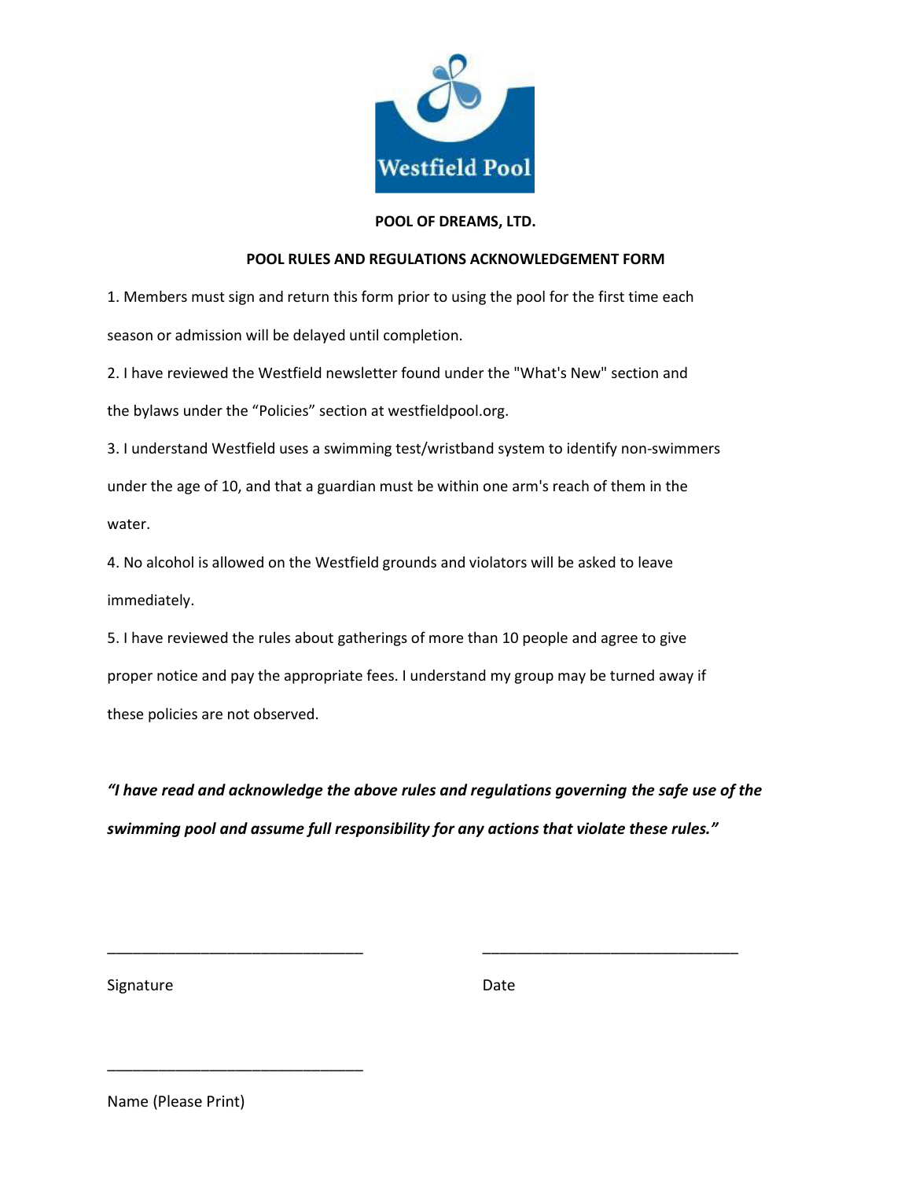Westfield Pool

**POOL OF DREAMS, LTD.**

**POOL RULES AND REGULATIONS ACKNOWLEDGEMENT FORM**

1. Members must sign and return this form prior to using the pool for the first time each season or admission will be delayed until completion.
2. I have reviewed the Westfield newsletter found under the "What's New" section and the bylaws under the “Policies” section at westfieldpool.org.
3. I understand Westfield uses a swimming test/wristband system to identify non-swimmers under the age of 10, and that a guardian must be within one arm's reach of them in the water.
4. No alcohol is allowed on the Westfield grounds and violators will be asked to leave immediately.
5. I have reviewed the rules about gatherings of more than 10 people and agree to give proper notice and pay the appropriate fees. I understand my group may be turned away if these policies are not observed.

***“I have read and acknowledge the above rules and regulations governing the safe use of the swimming pool and assume full responsibility for any actions that violate these rules.”***

_______________________________ _______________________________

Signature Date

_______________________________

Name (Please Print)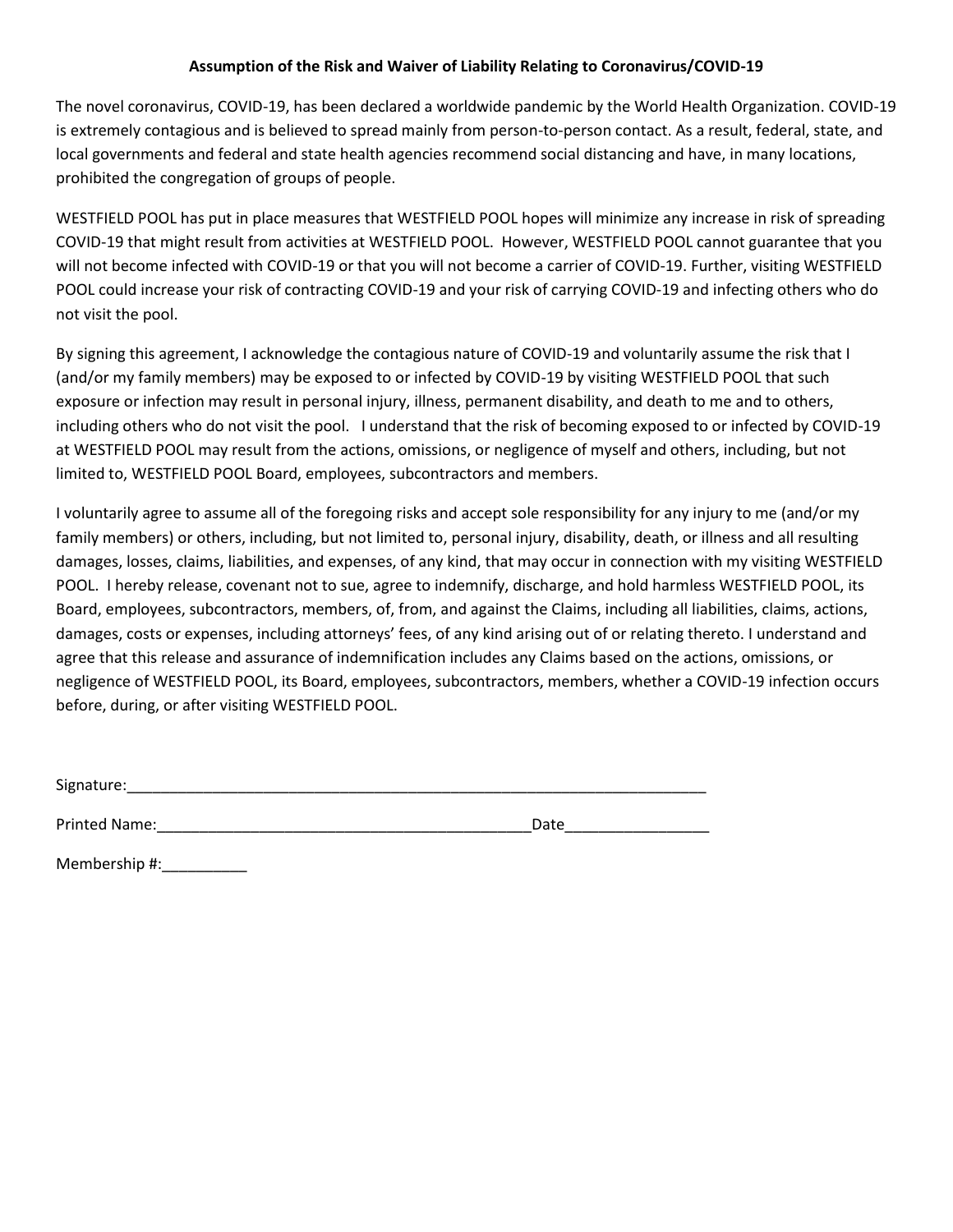**Assumption of the Risk and Waiver of Liability Relating to Coronavirus/COVID-19**

The novel coronavirus, COVID-19, has been declared a worldwide pandemic by the World Health Organization. COVID-19 is extremely contagious and is believed to spread mainly from person-to-person contact. As a result, federal, state, and local governments and federal and state health agencies recommend social distancing and have, in many locations, prohibited the congregation of groups of people.

WESTFIELD POOL has put in place measures that WESTFIELD POOL hopes will minimize any increase in risk of spreading COVID-19 that might result from activities at WESTFIELD POOL. However, WESTFIELD POOL cannot guarantee that you will not become infected with COVID-19 or that you will not become a carrier of COVID-19. Further, visiting WESTFIELD POOL could increase your risk of contracting COVID-19 and your risk of carrying COVID-19 and infecting others who do not visit the pool.

By signing this agreement, I acknowledge the contagious nature of COVID-19 and voluntarily assume the risk that I (and/or my family members) may be exposed to or infected by COVID-19 by visiting WESTFIELD POOL that such exposure or infection may result in personal injury, illness, permanent disability, and death to me and to others, including others who do not visit the pool. I understand that the risk of becoming exposed to or infected by COVID-19 at WESTFIELD POOL may result from the actions, omissions, or negligence of myself and others, including, but not limited to, WESTFIELD POOL Board, employees, subcontractors and members.

I voluntarily agree to assume all of the foregoing risks and accept sole responsibility for any injury to me (and/or my family members) or others, including, but not limited to, personal injury, disability, death, or illness and all resulting damages, losses, claims, liabilities, and expenses, of any kind, that may occur in connection with my visiting WESTFIELD POOL. I hereby release, covenant not to sue, agree to indemnify, discharge, and hold harmless WESTFIELD POOL, its Board, employees, subcontractors, members, of, from, and against the Claims, including all liabilities, claims, actions, damages, costs or expenses, including attorneys' fees, of any kind arising out of or relating thereto. I understand and agree that this release and assurance of indemnification includes any Claims based on the actions, omissions, or negligence of WESTFIELD POOL, its Board, employees, subcontractors, members, whether a COVID-19 infection occurs before, during, or after visiting WESTFIELD POOL.

Signature:_______________________________________________________________________

Printed Name:_____________________________________________Date_________________

Membership #:__________